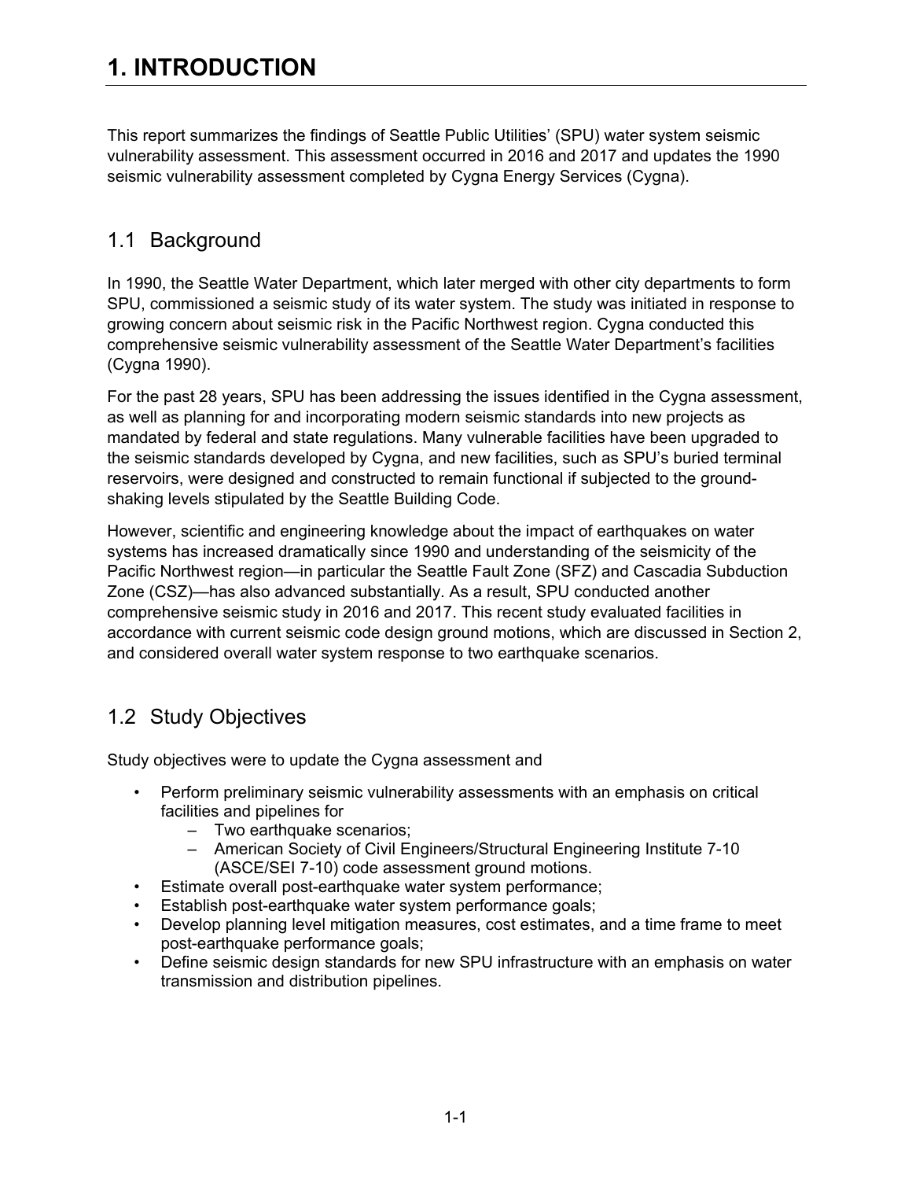# 1. INTRODUCTION

This report summarizes the findings of Seattle Public Utilities' (SPU) water system seismic vulnerability assessment. This assessment occurred in 2016 and 2017 and updates the 1990 seismic vulnerability assessment completed by Cygna Energy Services (Cygna).

## 1.1 Background

In 1990, the Seattle Water Department, which later merged with other city departments to form SPU, commissioned a seismic study of its water system. The study was initiated in response to growing concern about seismic risk in the Pacific Northwest region. Cygna conducted this comprehensive seismic vulnerability assessment of the Seattle Water Department's facilities (Cygna 1990).

For the past 28 years, SPU has been addressing the issues identified in the Cygna assessment, as well as planning for and incorporating modern seismic standards into new projects as mandated by federal and state regulations. Many vulnerable facilities have been upgraded to the seismic standards developed by Cygna, and new facilities, such as SPU's buried terminal reservoirs, were designed and constructed to remain functional if subjected to the ground-shaking levels stipulated by the Seattle Building Code.

However, scientific and engineering knowledge about the impact of earthquakes on water systems has increased dramatically since 1990 and understanding of the seismicity of the Pacific Northwest region—in particular the Seattle Fault Zone (SFZ) and Cascadia Subduction Zone (CSZ)—has also advanced substantially. As a result, SPU conducted another comprehensive seismic study in 2016 and 2017. This recent study evaluated facilities in accordance with current seismic code design ground motions, which are discussed in Section 2, and considered overall water system response to two earthquake scenarios.

## 1.2 Study Objectives

Study objectives were to update the Cygna assessment and

- Perform preliminary seismic vulnerability assessments with an emphasis on critical facilities and pipelines for
  - Two earthquake scenarios;
  - American Society of Civil Engineers/Structural Engineering Institute 7-10 (ASCE/SEI 7-10) code assessment ground motions.
- Estimate overall post-earthquake water system performance;
- Establish post-earthquake water system performance goals;
- Develop planning level mitigation measures, cost estimates, and a time frame to meet post-earthquake performance goals;
- Define seismic design standards for new SPU infrastructure with an emphasis on water transmission and distribution pipelines.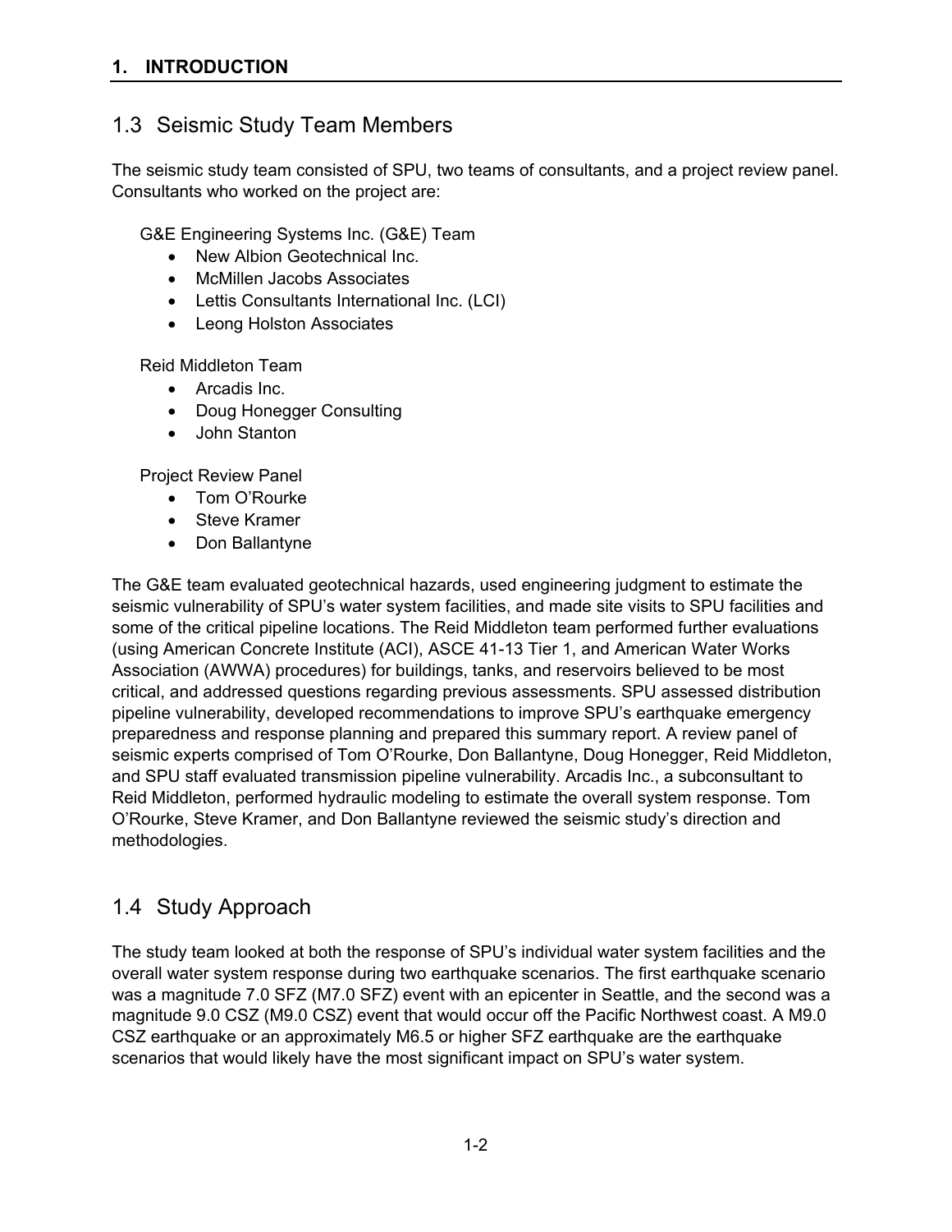## 1.3 Seismic Study Team Members

The seismic study team consisted of SPU, two teams of consultants, and a project review panel. Consultants who worked on the project are:

G&E Engineering Systems Inc. (G&E) Team

- New Albion Geotechnical Inc.
- McMillen Jacobs Associates
- Lettis Consultants International Inc. (LCI)
- Leong Holston Associates

Reid Middleton Team

- Arcadis Inc.
- Doug Honegger Consulting
- John Stanton

Project Review Panel

- Tom O'Rourke
- Steve Kramer
- Don Ballantyne

The G&E team evaluated geotechnical hazards, used engineering judgment to estimate the seismic vulnerability of SPU's water system facilities, and made site visits to SPU facilities and some of the critical pipeline locations. The Reid Middleton team performed further evaluations (using American Concrete Institute (ACI), ASCE 41-13 Tier 1, and American Water Works Association (AWWA) procedures) for buildings, tanks, and reservoirs believed to be most critical, and addressed questions regarding previous assessments. SPU assessed distribution pipeline vulnerability, developed recommendations to improve SPU's earthquake emergency preparedness and response planning and prepared this summary report. A review panel of seismic experts comprised of Tom O'Rourke, Don Ballantyne, Doug Honegger, Reid Middleton, and SPU staff evaluated transmission pipeline vulnerability. Arcadis Inc., a subconsultant to Reid Middleton, performed hydraulic modeling to estimate the overall system response. Tom O'Rourke, Steve Kramer, and Don Ballantyne reviewed the seismic study's direction and methodologies.

## 1.4 Study Approach

The study team looked at both the response of SPU's individual water system facilities and the overall water system response during two earthquake scenarios. The first earthquake scenario was a magnitude 7.0 SFZ (M7.0 SFZ) event with an epicenter in Seattle, and the second was a magnitude 9.0 CSZ (M9.0 CSZ) event that would occur off the Pacific Northwest coast. A M9.0 CSZ earthquake or an approximately M6.5 or higher SFZ earthquake are the earthquake scenarios that would likely have the most significant impact on SPU's water system.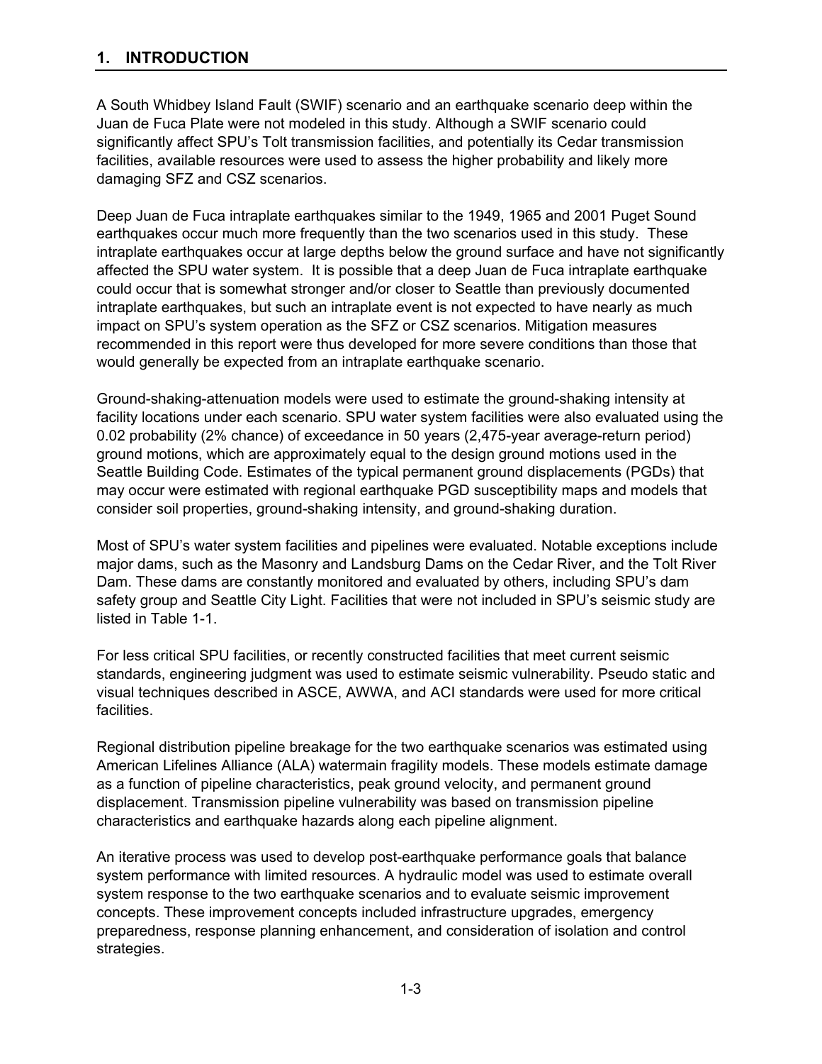## 1. INTRODUCTION

A South Whidbey Island Fault (SWIF) scenario and an earthquake scenario deep within the Juan de Fuca Plate were not modeled in this study. Although a SWIF scenario could significantly affect SPU's Tolt transmission facilities, and potentially its Cedar transmission facilities, available resources were used to assess the higher probability and likely more damaging SFZ and CSZ scenarios.

Deep Juan de Fuca intraplate earthquakes similar to the 1949, 1965 and 2001 Puget Sound earthquakes occur much more frequently than the two scenarios used in this study. These intraplate earthquakes occur at large depths below the ground surface and have not significantly affected the SPU water system. It is possible that a deep Juan de Fuca intraplate earthquake could occur that is somewhat stronger and/or closer to Seattle than previously documented intraplate earthquakes, but such an intraplate event is not expected to have nearly as much impact on SPU's system operation as the SFZ or CSZ scenarios. Mitigation measures recommended in this report were thus developed for more severe conditions than those that would generally be expected from an intraplate earthquake scenario.

Ground-shaking-attenuation models were used to estimate the ground-shaking intensity at facility locations under each scenario. SPU water system facilities were also evaluated using the 0.02 probability (2% chance) of exceedance in 50 years (2,475-year average-return period) ground motions, which are approximately equal to the design ground motions used in the Seattle Building Code. Estimates of the typical permanent ground displacements (PGDs) that may occur were estimated with regional earthquake PGD susceptibility maps and models that consider soil properties, ground-shaking intensity, and ground-shaking duration.

Most of SPU's water system facilities and pipelines were evaluated. Notable exceptions include major dams, such as the Masonry and Landsburg Dams on the Cedar River, and the Tolt River Dam. These dams are constantly monitored and evaluated by others, including SPU's dam safety group and Seattle City Light. Facilities that were not included in SPU's seismic study are listed in Table 1-1.

For less critical SPU facilities, or recently constructed facilities that meet current seismic standards, engineering judgment was used to estimate seismic vulnerability. Pseudo static and visual techniques described in ASCE, AWWA, and ACI standards were used for more critical facilities.

Regional distribution pipeline breakage for the two earthquake scenarios was estimated using American Lifelines Alliance (ALA) watermain fragility models. These models estimate damage as a function of pipeline characteristics, peak ground velocity, and permanent ground displacement. Transmission pipeline vulnerability was based on transmission pipeline characteristics and earthquake hazards along each pipeline alignment.

An iterative process was used to develop post-earthquake performance goals that balance system performance with limited resources. A hydraulic model was used to estimate overall system response to the two earthquake scenarios and to evaluate seismic improvement concepts. These improvement concepts included infrastructure upgrades, emergency preparedness, response planning enhancement, and consideration of isolation and control strategies.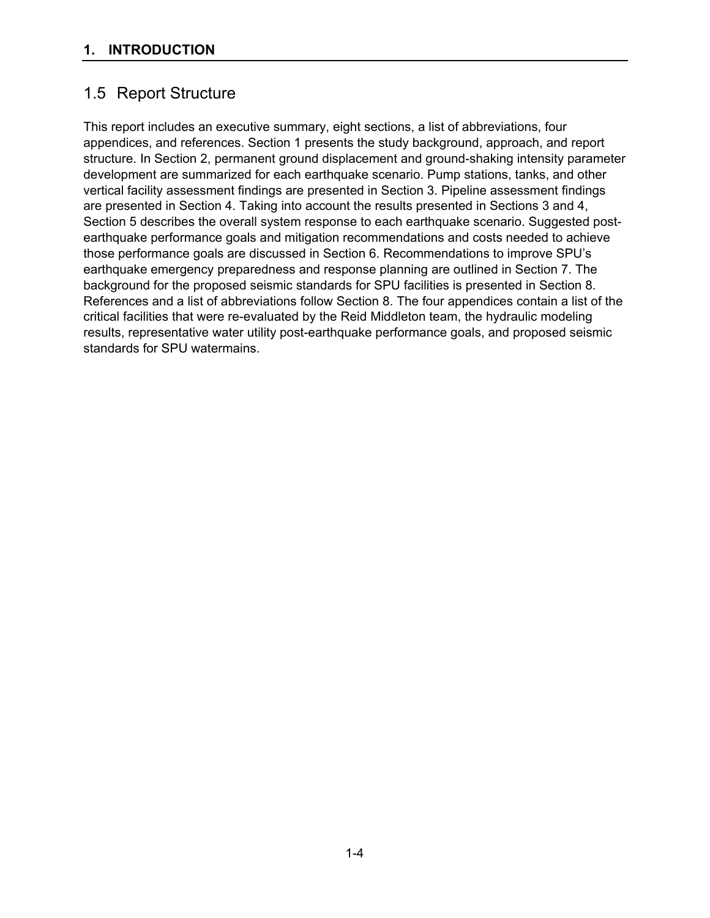## 1.5 Report Structure

This report includes an executive summary, eight sections, a list of abbreviations, four appendices, and references. Section 1 presents the study background, approach, and report structure. In Section 2, permanent ground displacement and ground-shaking intensity parameter development are summarized for each earthquake scenario. Pump stations, tanks, and other vertical facility assessment findings are presented in Section 3. Pipeline assessment findings are presented in Section 4. Taking into account the results presented in Sections 3 and 4, Section 5 describes the overall system response to each earthquake scenario. Suggested post-earthquake performance goals and mitigation recommendations and costs needed to achieve those performance goals are discussed in Section 6. Recommendations to improve SPU's earthquake emergency preparedness and response planning are outlined in Section 7. The background for the proposed seismic standards for SPU facilities is presented in Section 8. References and a list of abbreviations follow Section 8. The four appendices contain a list of the critical facilities that were re-evaluated by the Reid Middleton team, the hydraulic modeling results, representative water utility post-earthquake performance goals, and proposed seismic standards for SPU watermains.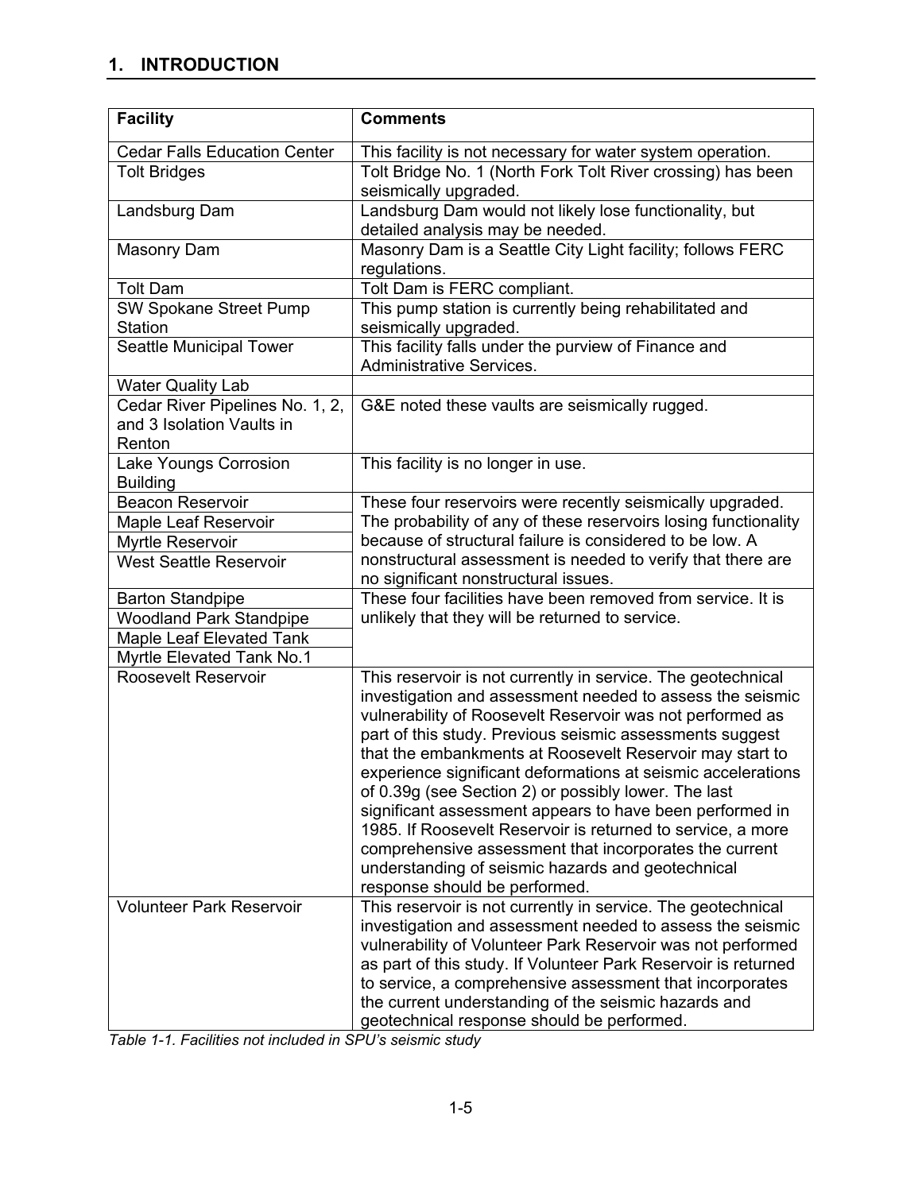| Facility | Comments |
|---|---|
| Cedar Falls Education Center | This facility is not necessary for water system operation. |
| Tolt Bridges | Tolt Bridge No. 1 (North Fork Tolt River crossing) has been seismically upgraded. |
| Landsburg Dam | Landsburg Dam would not likely lose functionality, but detailed analysis may be needed. |
| Masonry Dam | Masonry Dam is a Seattle City Light facility; follows FERC regulations. |
| Tolt Dam | Tolt Dam is FERC compliant. |
| SW Spokane Street Pump Station | This pump station is currently being rehabilitated and seismically upgraded. |
| Seattle Municipal Tower | This facility falls under the purview of Finance and Administrative Services. |
| Water Quality Lab | |
| Cedar River Pipelines No. 1, 2, and 3 Isolation Vaults in Renton | G&E noted these vaults are seismically rugged. |
| Lake Youngs Corrosion Building | This facility is no longer in use. |
| Beacon Reservoir | These four reservoirs were recently seismically upgraded. The probability of any of these reservoirs losing functionality because of structural failure is considered to be low. A nonstructural assessment is needed to verify that there are no significant nonstructural issues. |
| Maple Leaf Reservoir | |
| Myrtle Reservoir | |
| West Seattle Reservoir | |
| Barton Standpipe | These four facilities have been removed from service. It is unlikely that they will be returned to service. |
| Woodland Park Standpipe | |
| Maple Leaf Elevated Tank | |
| Myrtle Elevated Tank No.1 | |
| Roosevelt Reservoir | This reservoir is not currently in service. The geotechnical investigation and assessment needed to assess the seismic vulnerability of Roosevelt Reservoir was not performed as part of this study. Previous seismic assessments suggest that the embankments at Roosevelt Reservoir may start to experience significant deformations at seismic accelerations of 0.39g (see Section 2) or possibly lower. The last significant assessment appears to have been performed in 1985. If Roosevelt Reservoir is returned to service, a more comprehensive assessment that incorporates the current understanding of seismic hazards and geotechnical response should be performed. |
| Volunteer Park Reservoir | This reservoir is not currently in service. The geotechnical investigation and assessment needed to assess the seismic vulnerability of Volunteer Park Reservoir was not performed as part of this study. If Volunteer Park Reservoir is returned to service, a comprehensive assessment that incorporates the current understanding of the seismic hazards and geotechnical response should be performed. |

*Table 1-1. Facilities not included in SPU's seismic study*